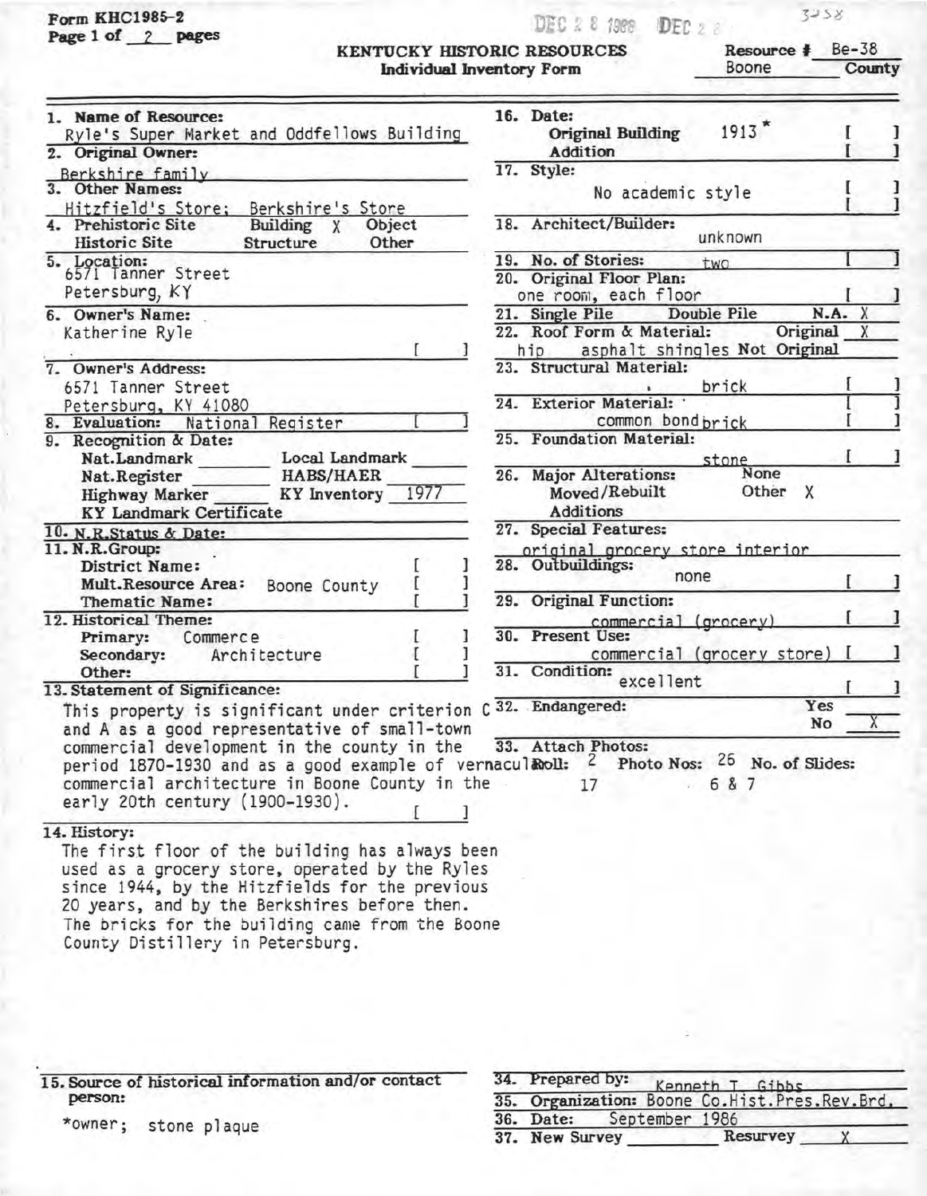Form KHC1985-2
Page 1 of 2 pages

DEC 2 8 1988 DEC 2 8

3258

**KENTUCKY HISTORIC RESOURCES**
**Individual Inventory Form**

Resource # Be-38
Boone County

**1. Name of Resource:**
Ryle's Super Market and Oddfellows Building

**2. Original Owner:**
Berkshire family

**3. Other Names:**
Hitzfield's Store; Berkshire's Store

**4.** Prehistoric Site / Building X / Object / Historic Site / Structure / Other

**5. Location:**
6571 Tanner Street
Petersburg, KY

**6. Owner's Name:**
Katherine Ryle [ ]

**7. Owner's Address:**
6571 Tanner Street
Petersburg, KY 41080

**8. Evaluation:** National Register [ ]

**9. Recognition & Date:**
Nat.Landmark ____ Local Landmark ____
Nat.Register ____ HABS/HAER ____
Highway Marker ____ KY Inventory 1977
KY Landmark Certificate

**10. N.R.Status & Date:**

**11. N.R.Group:**
District Name: [ ]
Mult.Resource Area: Boone County [ ]
Thematic Name: [ ]

**12. Historical Theme:**
Primary: Commerce [ ]
Secondary: Architecture [ ]
Other: [ ]

**13. Statement of Significance:**
This property is significant under criterion C and A as a good representative of small-town commercial development in the county in the period 1870-1930 and as a good example of vernacular commercial architecture in Boone County in the early 20th century (1900-1930). [ ]

**14. History:**
The first floor of the building has always been used as a grocery store, operated by the Ryles since 1944, by the Hitzfields for the previous 20 years, and by the Berkshires before then. The bricks for the building came from the Boone County Distillery in Petersburg.

**15. Source of historical information and/or contact person:**
*owner; stone plaque

**16. Date:**
Original Building 1913* [ ]
Addition [ ]

**17. Style:**
No academic style [ ]

**18. Architect/Builder:**
unknown

**19. No. of Stories:** two [ ]

**20. Original Floor Plan:**
one room, each floor [ ]

**21.** Single Pile / Double Pile / N.A. X

**22. Roof Form & Material:** Original X
hip asphalt shingles Not Original

**23. Structural Material:**
brick [ ]

**24. Exterior Material:**
common bond brick [ ]

**25. Foundation Material:**
stone [ ]

**26. Major Alterations:** None
Moved/Rebuilt / Other X
Additions

**27. Special Features:**
original grocery store interior

**28. Outbuildings:**
none [ ]

**29. Original Function:**
commercial (grocery) [ ]

**30. Present Use:**
commercial (grocery store) [ ]

**31. Condition:**
excellent [ ]

**32. Endangered:** Yes ____ No X

**33. Attach Photos:**
Roll: 2 / 17 Photo Nos: 26 / 6 & 7 No. of Slides:

**34. Prepared by:** Kenneth T. Gibbs

**35. Organization:** Boone Co.Hist.Pres.Rev.Brd.

**36. Date:** September 1986

**37.** New Survey ____ Resurvey X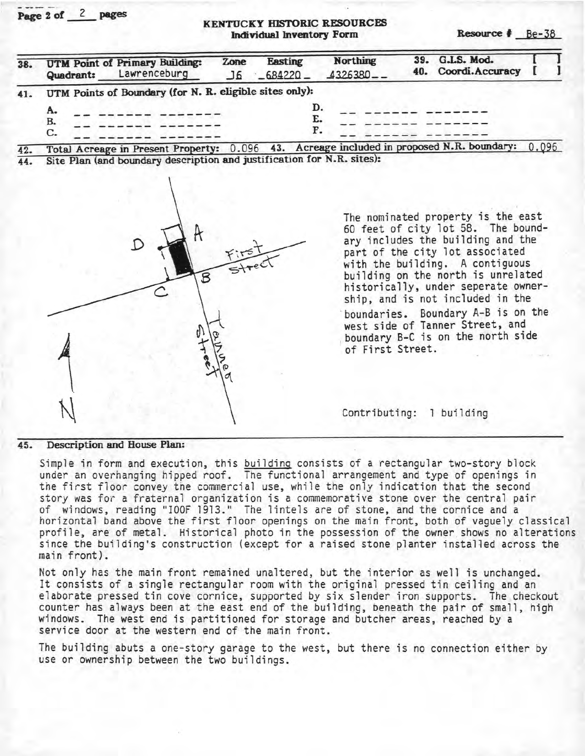**KENTUCKY HISTORIC RESOURCES**
**Individual Inventory Form**

**Resource #** Be-38

| | | | | | | |
|---|---|---|---|---|---|---|
| 38. | **UTM Point of Primary Building:** **Quadrant:** Lawrenceburg | **Zone** 16 | **Easting** 684220 | **Northing** 4326380 | 39. **G.I.S. Mod.** [ ] | 40. **Coordi.Accuracy** [ ] |

41. **UTM Points of Boundary (for N. R. eligible sites only):**

A. -- ------ -------
B. -- ------ -------
C. -- ------ -------
D. -- ------ -------
E. -- ------ -------
F. -- ------ -------

42. **Total Acreage in Present Property:** 0.096 43. **Acreage included in proposed N.R. boundary:** 0.096

44. **Site Plan (and boundary description and justification for N.R. sites):**

The nominated property is the east 60 feet of city lot 58. The boundary includes the building and the part of the city lot associated with the building. A contiguous building on the north is unrelated historically, under seperate ownership, and is not included in the boundaries. Boundary A-B is on the west side of Tanner Street, and boundary B-C is on the north side of First Street.

Contributing: 1 building

45. **Description and House Plan:**

Simple in form and execution, this building consists of a rectangular two-story block under an overhanging hipped roof. The functional arrangement and type of openings in the first floor convey the commercial use, while the only indication that the second story was for a fraternal organization is a commemorative stone over the central pair of windows, reading "IOOF 1913." The lintels are of stone, and the cornice and a horizontal band above the first floor openings on the main front, both of vaguely classical profile, are of metal. Historical photo in the possession of the owner shows no alterations since the building's construction (except for a raised stone planter installed across the main front).

Not only has the main front remained unaltered, but the interior as well is unchanged. It consists of a single rectangular room with the original pressed tin ceiling and an elaborate pressed tin cove cornice, supported by six slender iron supports. The checkout counter has always been at the east end of the building, beneath the pair of small, high windows. The west end is partitioned for storage and butcher areas, reached by a service door at the western end of the main front.

The building abuts a one-story garage to the west, but there is no connection either by use or ownership between the two buildings.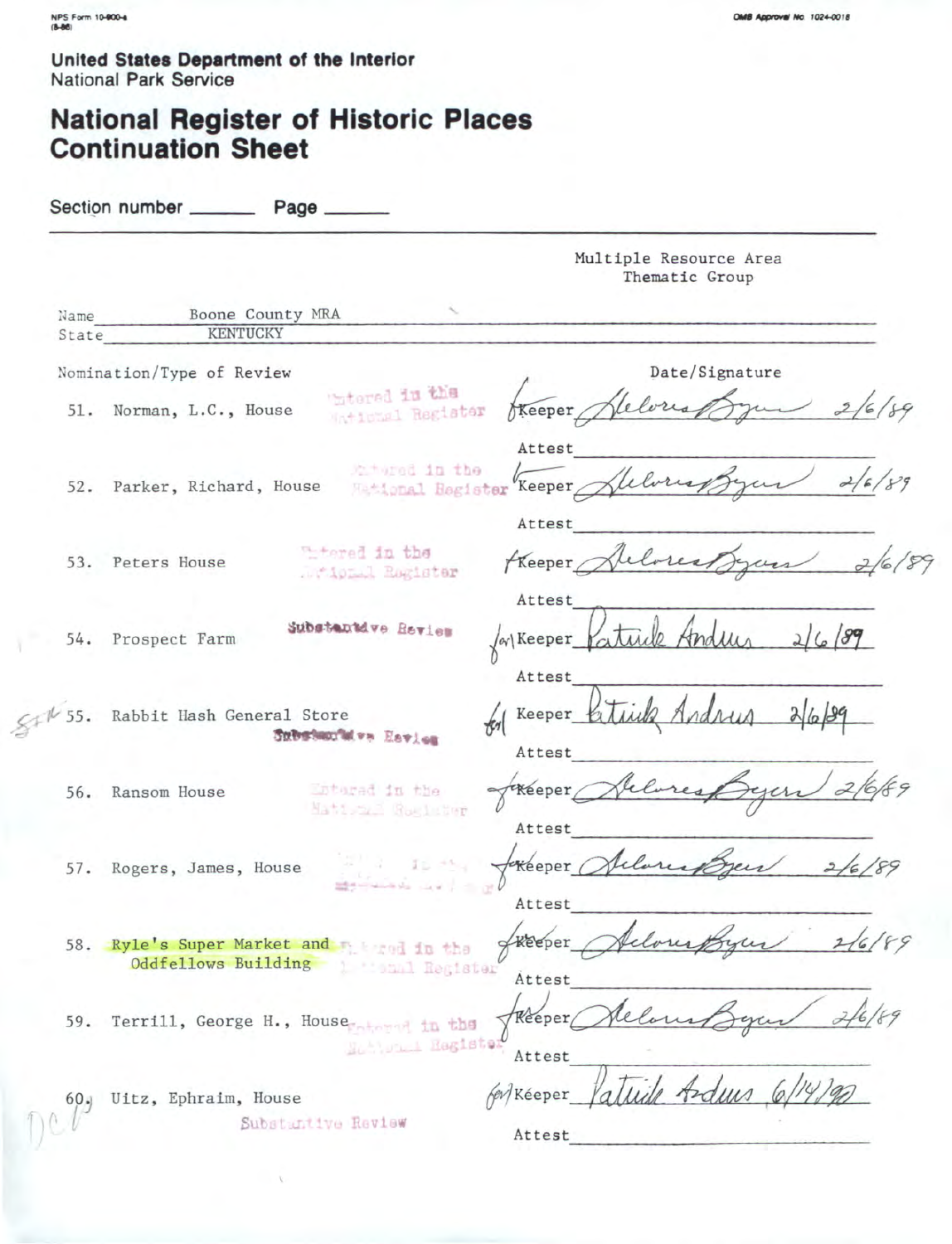NPS Form 10-900-a
(8-86)

OMB Approval No. 1024-0018

**United States Department of the Interior**
National Park Service

# National Register of Historic Places Continuation Sheet

Section number _______ Page _______

Multiple Resource Area
Thematic Group

Name Boone County MRA
State KENTUCKY

| Nomination/Type of Review | | Date/Signature |
|---|---|---|
| 51. Norman, L.C., House | Entered in the National Register | Keeper Delores Byers 2/6/89 |
| | | Attest |
| 52. Parker, Richard, House | Entered in the National Register | Keeper Delores Byers 2/6/89 |
| | | Attest |
| 53. Peters House | Entered in the National Register | Keeper Delores Byers 2/6/89 |
| | | Attest |
| 54. Prospect Farm | Substantive Review | for Keeper Patrick Andrus 2/6/89 |
| | | Attest |
| 55. Rabbit Hash General Store | Substantive Review | for Keeper Patrick Andrus 2/6/89 |
| | | Attest |
| 56. Ransom House | Entered in the National Register | Keeper Delores Byers 2/6/89 |
| | | Attest |
| 57. Rogers, James, House | Entered in the National Register | Keeper Delores Byers 2/6/89 |
| | | Attest |
| 58. Ryle's Super Market and Oddfellows Building | Entered in the National Register | Keeper Delores Byers 2/6/89 |
| | | Attest |
| 59. Terrill, George H., House | Entered in the National Register | Keeper Delores Byers 2/6/89 |
| | | Attest |
| 60. Uitz, Ephraim, House | Substantive Review | for Keeper Patrick Andrus 6/14/90 |
| | | Attest |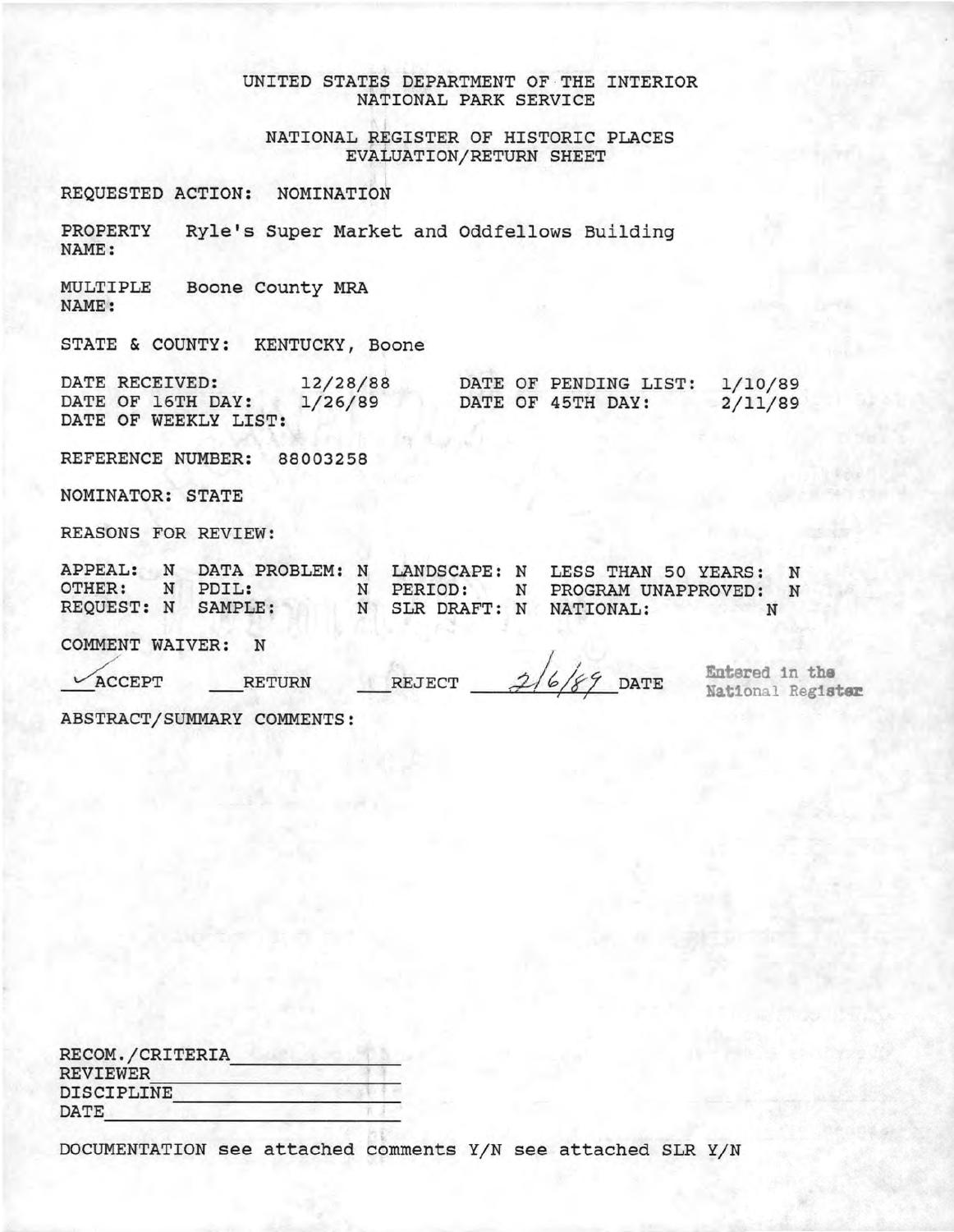UNITED STATES DEPARTMENT OF THE INTERIOR
NATIONAL PARK SERVICE

NATIONAL REGISTER OF HISTORIC PLACES
EVALUATION/RETURN SHEET

REQUESTED ACTION: NOMINATION

PROPERTY NAME: Ryle's Super Market and Oddfellows Building

MULTIPLE NAME: Boone County MRA

STATE & COUNTY: KENTUCKY, Boone

DATE RECEIVED: 12/28/88 DATE OF PENDING LIST: 1/10/89
DATE OF 16TH DAY: 1/26/89 DATE OF 45TH DAY: 2/11/89
DATE OF WEEKLY LIST:

REFERENCE NUMBER: 88003258

NOMINATOR: STATE

REASONS FOR REVIEW:

| | | | | | | | |
|---|---|---|---|---|---|---|---|
| APPEAL: | N | DATA PROBLEM: | N | LANDSCAPE: | N | LESS THAN 50 YEARS: | N |
| OTHER: | N | PDIL: | N | PERIOD: | N | PROGRAM UNAPPROVED: | N |
| REQUEST: | N | SAMPLE: | N | SLR DRAFT: | N | NATIONAL: | N |

COMMENT WAIVER: N

✓ ACCEPT ___RETURN ___REJECT 2/6/89 DATE Entered in the National Register

ABSTRACT/SUMMARY COMMENTS:

RECOM./CRITERIA_______________
REVIEWER_______________
DISCIPLINE_______________
DATE_______________

DOCUMENTATION see attached comments Y/N see attached SLR Y/N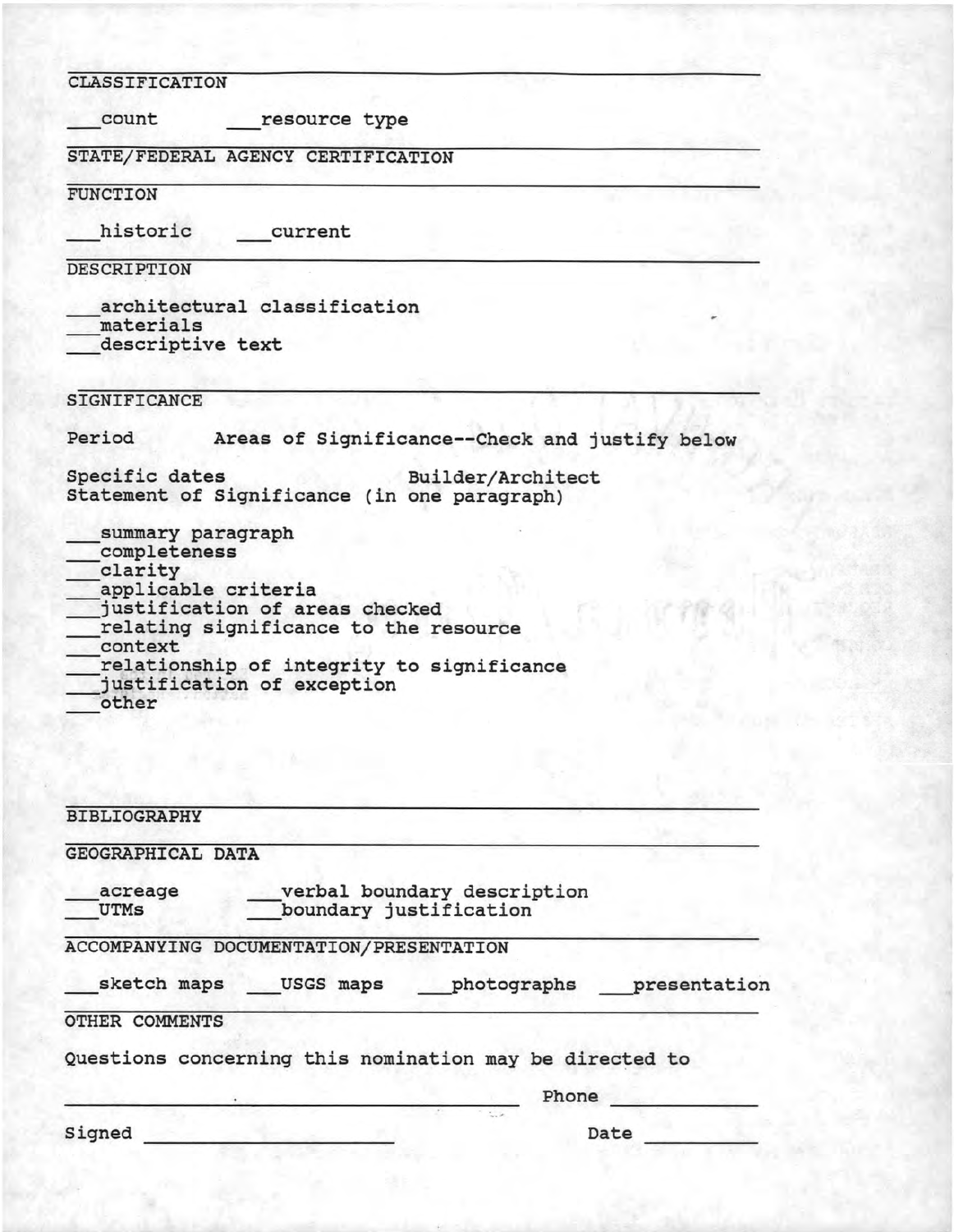## CLASSIFICATION

___count ___resource type

## STATE/FEDERAL AGENCY CERTIFICATION

## FUNCTION

___historic ___current

## DESCRIPTION

___architectural classification
___materials
___descriptive text

## SIGNIFICANCE

Period Areas of Significance--Check and justify below

Specific dates Builder/Architect
Statement of Significance (in one paragraph)

___summary paragraph
___completeness
___clarity
___applicable criteria
___justification of areas checked
___relating significance to the resource
___context
___relationship of integrity to significance
___justification of exception
___other

## BIBLIOGRAPHY

## GEOGRAPHICAL DATA

___acreage ___verbal boundary description
___UTMs ___boundary justification

## ACCOMPANYING DOCUMENTATION/PRESENTATION

___sketch maps ___USGS maps ___photographs ___presentation

## OTHER COMMENTS

Questions concerning this nomination may be directed to

_______________________________ Phone __________

Signed ____________________ Date __________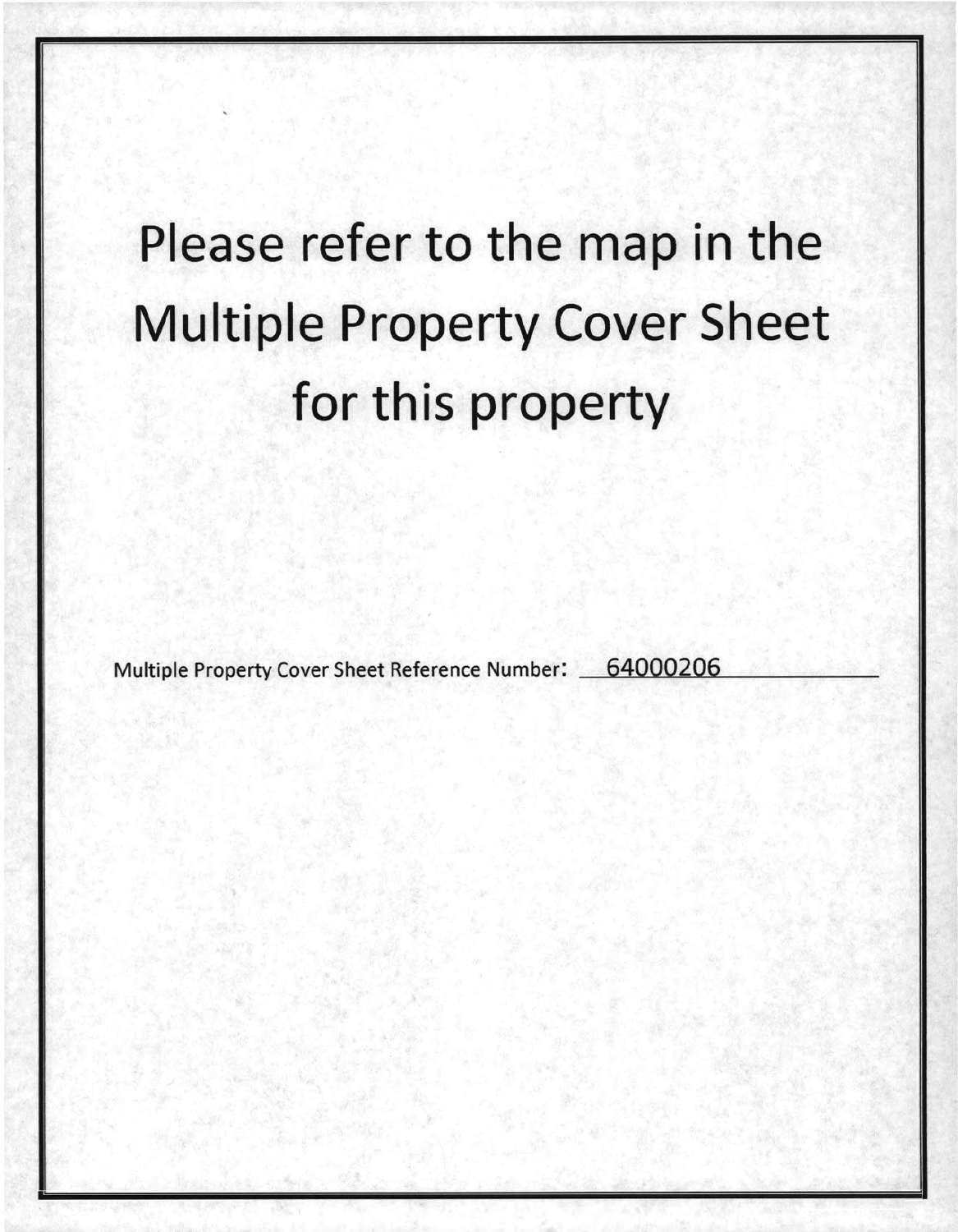# Please refer to the map in the Multiple Property Cover Sheet for this property

Multiple Property Cover Sheet Reference Number: 64000206